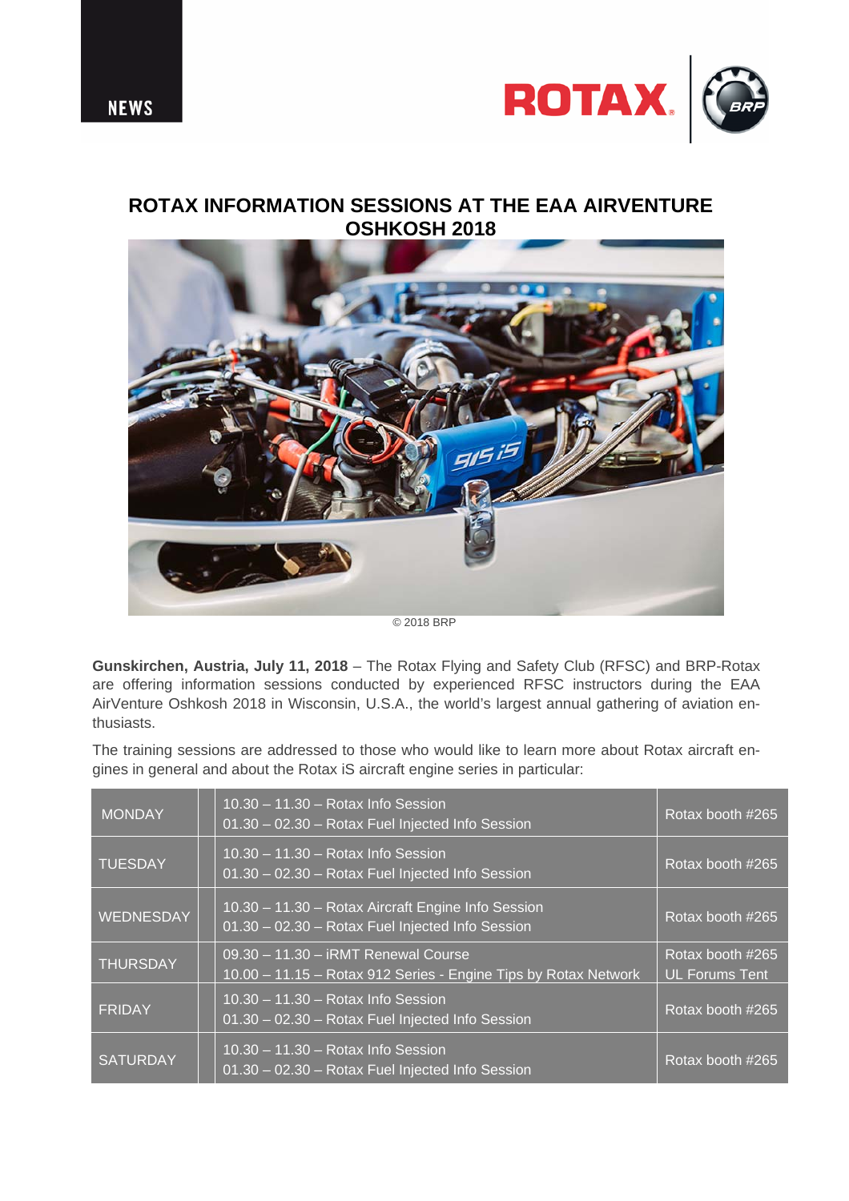NEWS

# ROTAX INFORMATION SESSIONS AT THE EAA AIRVENTURE OSHKOSH 2018

© 2018 BRP

**Gunskirchen, Austria, July 11, 2018** – The Rotax Flying and Safety Club (RFSC) and BRP-Rotax are offering information sessions conducted by experienced RFSC instructors during the EAA AirVenture Oshkosh 2018 in Wisconsin, U.S.A., the world's largest annual gathering of aviation enthusiasts.

The training sessions are addressed to those who would like to learn more about Rotax aircraft engines in general and about the Rotax iS aircraft engine series in particular:

| Day | | Session | Location |
|---|---|---|---|
| MONDAY | | 10.30 – 11.30 – Rotax Info Session<br>01.30 – 02.30 – Rotax Fuel Injected Info Session | Rotax booth #265 |
| TUESDAY | | 10.30 – 11.30 – Rotax Info Session<br>01.30 – 02.30 – Rotax Fuel Injected Info Session | Rotax booth #265 |
| WEDNESDAY | | 10.30 – 11.30 – Rotax Aircraft Engine Info Session<br>01.30 – 02.30 – Rotax Fuel Injected Info Session | Rotax booth #265 |
| THURSDAY | | 09.30 – 11.30 – iRMT Renewal Course<br>10.00 – 11.15 – Rotax 912 Series - Engine Tips by Rotax Network | Rotax booth #265<br>UL Forums Tent |
| FRIDAY | | 10.30 – 11.30 – Rotax Info Session<br>01.30 – 02.30 – Rotax Fuel Injected Info Session | Rotax booth #265 |
| SATURDAY | | 10.30 – 11.30 – Rotax Info Session<br>01.30 – 02.30 – Rotax Fuel Injected Info Session | Rotax booth #265 |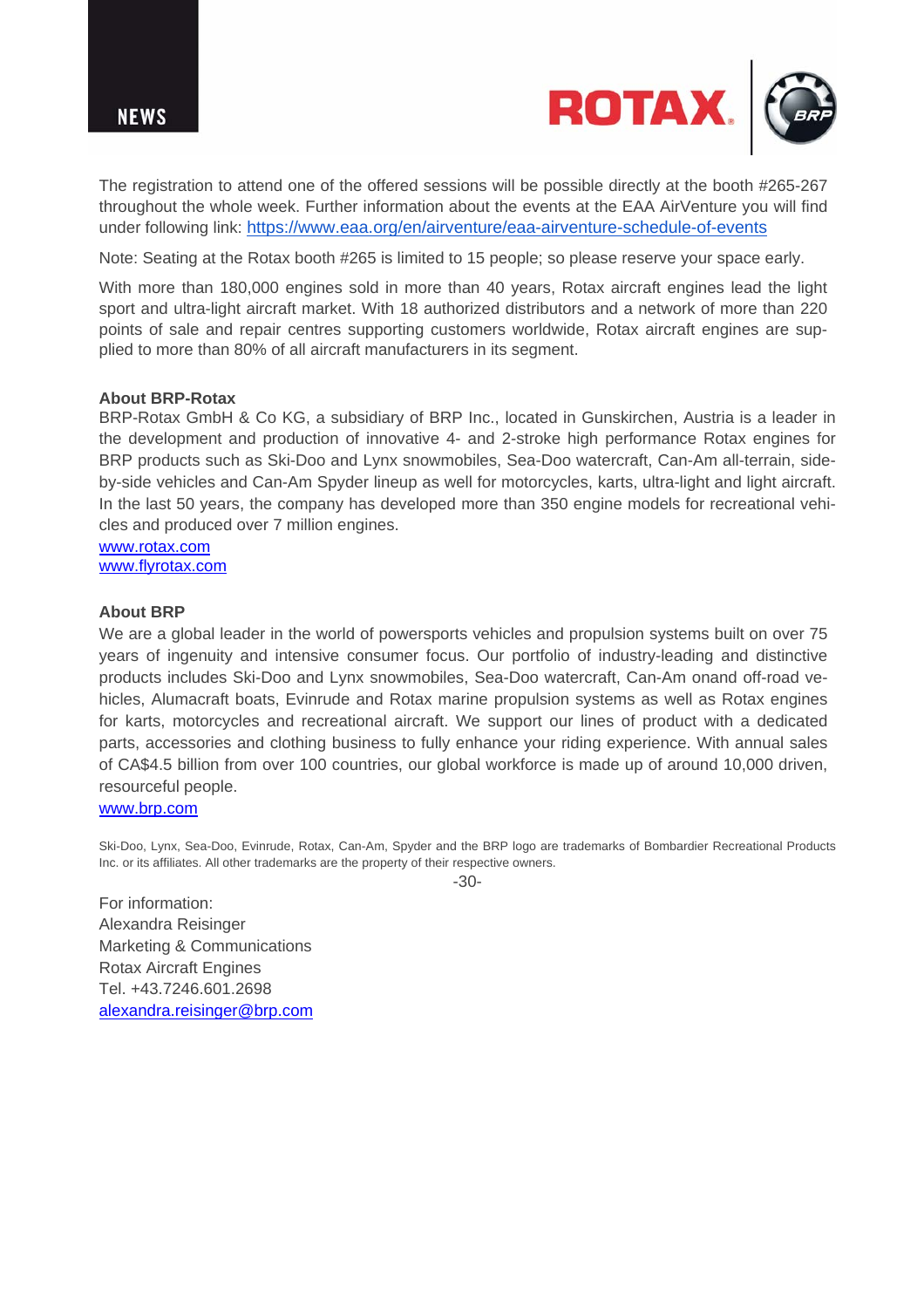The registration to attend one of the offered sessions will be possible directly at the booth #265-267 throughout the whole week. Further information about the events at the EAA AirVenture you will find under following link: https://www.eaa.org/en/airventure/eaa-airventure-schedule-of-events

Note: Seating at the Rotax booth #265 is limited to 15 people; so please reserve your space early.

With more than 180,000 engines sold in more than 40 years, Rotax aircraft engines lead the light sport and ultra-light aircraft market. With 18 authorized distributors and a network of more than 220 points of sale and repair centres supporting customers worldwide, Rotax aircraft engines are supplied to more than 80% of all aircraft manufacturers in its segment.

**About BRP-Rotax**

BRP-Rotax GmbH & Co KG, a subsidiary of BRP Inc., located in Gunskirchen, Austria is a leader in the development and production of innovative 4- and 2-stroke high performance Rotax engines for BRP products such as Ski-Doo and Lynx snowmobiles, Sea-Doo watercraft, Can-Am all-terrain, side-by-side vehicles and Can-Am Spyder lineup as well for motorcycles, karts, ultra-light and light aircraft. In the last 50 years, the company has developed more than 350 engine models for recreational vehicles and produced over 7 million engines.

www.rotax.com
www.flyrotax.com

**About BRP**

We are a global leader in the world of powersports vehicles and propulsion systems built on over 75 years of ingenuity and intensive consumer focus. Our portfolio of industry-leading and distinctive products includes Ski-Doo and Lynx snowmobiles, Sea-Doo watercraft, Can-Am onand off-road vehicles, Alumacraft boats, Evinrude and Rotax marine propulsion systems as well as Rotax engines for karts, motorcycles and recreational aircraft. We support our lines of product with a dedicated parts, accessories and clothing business to fully enhance your riding experience. With annual sales of CA$4.5 billion from over 100 countries, our global workforce is made up of around 10,000 driven, resourceful people.

www.brp.com

Ski-Doo, Lynx, Sea-Doo, Evinrude, Rotax, Can-Am, Spyder and the BRP logo are trademarks of Bombardier Recreational Products Inc. or its affiliates. All other trademarks are the property of their respective owners.

-30-

For information:
Alexandra Reisinger
Marketing & Communications
Rotax Aircraft Engines
Tel. +43.7246.601.2698
alexandra.reisinger@brp.com